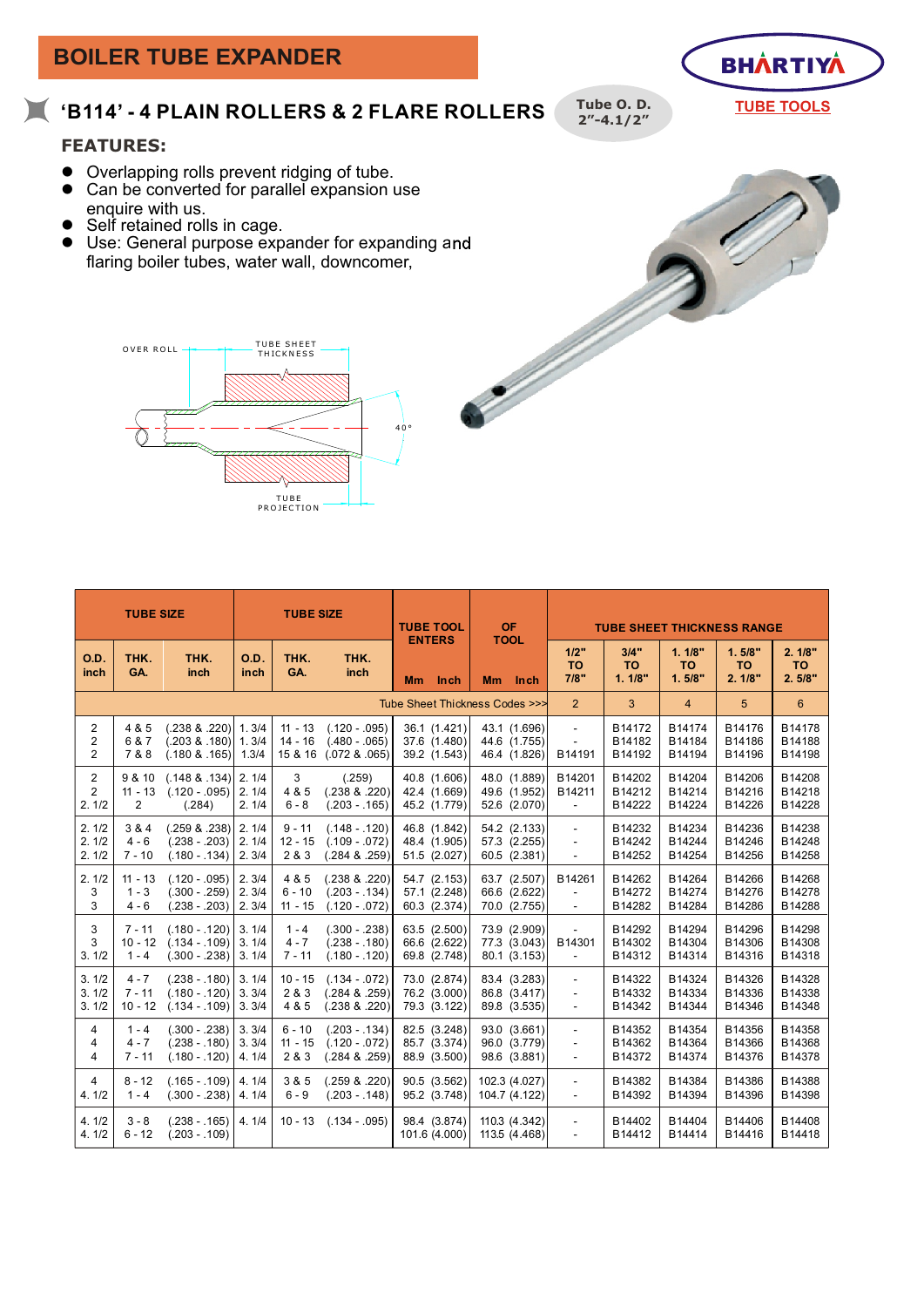# BOILER TUBE EXPANDER

BHARTIYA
TUBE TOOLS

## 'B114' - 4 PLAIN ROLLERS & 2 FLARE ROLLERS

Tube O. D. 2"-4.1/2"

### FEATURES:

- Overlapping rolls prevent ridging of tube.
- Can be converted for parallel expansion use enquire with us.
- Self retained rolls in cage.
- Use: General purpose expander for expanding and flaring boiler tubes, water wall, downcomer,

OVER ROLL | TUBE SHEET THICKNESS | 40° | TUBE PROJECTION

| TUBE SIZE | | | TUBE SIZE | | | TUBE TOOL ENTERS | OF TOOL | TUBE SHEET THICKNESS RANGE | | | | |
|---|---|---|---|---|---|---|---|---|---|---|---|---|
| O.D. inch | THK. GA. | THK. inch | O.D. inch | THK. GA. | THK. inch | Mm Inch | Mm Inch | 1/2" TO 7/8" | 3/4" TO 1. 1/8" | 1. 1/8" TO 1. 5/8" | 1. 5/8" TO 2. 1/8" | 2. 1/8" TO 2. 5/8" |
| | | | | | | | Tube Sheet Thickness Codes >>> | 2 | 3 | 4 | 5 | 6 |
| 2 | 4 & 5 | (.238 & .220) | 1. 3/4 | 11 - 13 | (.120 - .095) | 36.1 (1.421) | 43.1 (1.696) | - | B14172 | B14174 | B14176 | B14178 |
| 2 | 6 & 7 | (.203 & .180) | 1. 3/4 | 14 - 16 | (.480 - .065) | 37.6 (1.480) | 44.6 (1.755) | - | B14182 | B14184 | B14186 | B14188 |
| 2 | 7 & 8 | (.180 & .165) | 1.3/4 | 15 & 16 | (.072 & .065) | 39.2 (1.543) | 46.4 (1.826) | B14191 | B14192 | B14194 | B14196 | B14198 |
| 2 | 9 & 10 | (.148 & .134) | 2. 1/4 | 3 | (.259) | 40.8 (1.606) | 48.0 (1.889) | B14201 | B14202 | B14204 | B14206 | B14208 |
| 2 | 11 - 13 | (.120 - .095) | 2. 1/4 | 4 & 5 | (.238 & .220) | 42.4 (1.669) | 49.6 (1.952) | B14211 | B14212 | B14214 | B14216 | B14218 |
| 2. 1/2 | 2 | (.284) | 2. 1/4 | 6 - 8 | (.203 - .165) | 45.2 (1.779) | 52.6 (2.070) | - | B14222 | B14224 | B14226 | B14228 |
| 2. 1/2 | 3 & 4 | (.259 & .238) | 2. 1/4 | 9 - 11 | (.148 - .120) | 46.8 (1.842) | 54.2 (2.133) | - | B14232 | B14234 | B14236 | B14238 |
| 2. 1/2 | 4 - 6 | (.238 - .203) | 2. 1/4 | 12 - 15 | (.109 - .072) | 48.4 (1.905) | 57.3 (2.255) | - | B14242 | B14244 | B14246 | B14248 |
| 2. 1/2 | 7 - 10 | (.180 - .134) | 2. 3/4 | 2 & 3 | (.284 & .259) | 51.5 (2.027) | 60.5 (2.381) | - | B14252 | B14254 | B14256 | B14258 |
| 2. 1/2 | 11 - 13 | (.120 - .095) | 2. 3/4 | 4 & 5 | (.238 & .220) | 54.7 (2.153) | 63.7 (2.507) | B14261 | B14262 | B14264 | B14266 | B14268 |
| 3 | 1 - 3 | (.300 - .259) | 2. 3/4 | 6 - 10 | (.203 - .134) | 57.1 (2.248) | 66.6 (2.622) | - | B14272 | B14274 | B14276 | B14278 |
| 3 | 4 - 6 | (.238 - .203) | 2. 3/4 | 11 - 15 | (.120 - .072) | 60.3 (2.374) | 70.0 (2.755) | - | B14282 | B14284 | B14286 | B14288 |
| 3 | 7 - 11 | (.180 - .120) | 3. 1/4 | 1 - 4 | (.300 - .238) | 63.5 (2.500) | 73.9 (2.909) | - | B14292 | B14294 | B14296 | B14298 |
| 3 | 10 - 12 | (.134 - .109) | 3. 1/4 | 4 - 7 | (.238 - .180) | 66.6 (2.622) | 77.3 (3.043) | B14301 | B14302 | B14304 | B14306 | B14308 |
| 3. 1/2 | 1 - 4 | (.300 - .238) | 3. 1/4 | 7 - 11 | (.180 - .120) | 69.8 (2.748) | 80.1 (3.153) | - | B14312 | B14314 | B14316 | B14318 |
| 3. 1/2 | 4 - 7 | (.238 - .180) | 3. 1/4 | 10 - 15 | (.134 - .072) | 73.0 (2.874) | 83.4 (3.283) | - | B14322 | B14324 | B14326 | B14328 |
| 3. 1/2 | 7 - 11 | (.180 - .120) | 3. 3/4 | 2 & 3 | (.284 & .259) | 76.2 (3.000) | 86.8 (3.417) | - | B14332 | B14334 | B14336 | B14338 |
| 3. 1/2 | 10 - 12 | (.134 - .109) | 3. 3/4 | 4 & 5 | (.238 & .220) | 79.3 (3.122) | 89.8 (3.535) | - | B14342 | B14344 | B14346 | B14348 |
| 4 | 1 - 4 | (.300 - .238) | 3. 3/4 | 6 - 10 | (.203 - .134) | 82.5 (3.248) | 93.0 (3.661) | - | B14352 | B14354 | B14356 | B14358 |
| 4 | 4 - 7 | (.238 - .180) | 3. 3/4 | 11 - 15 | (.120 - .072) | 85.7 (3.374) | 96.0 (3.779) | - | B14362 | B14364 | B14366 | B14368 |
| 4 | 7 - 11 | (.180 - .120) | 4. 1/4 | 2 & 3 | (.284 & .259) | 88.9 (3.500) | 98.6 (3.881) | - | B14372 | B14374 | B14376 | B14378 |
| 4 | 8 - 12 | (.165 - .109) | 4. 1/4 | 3 & 5 | (.259 & .220) | 90.5 (3.562) | 102.3 (4.027) | - | B14382 | B14384 | B14386 | B14388 |
| 4. 1/2 | 1 - 4 | (.300 - .238) | 4. 1/4 | 6 - 9 | (.203 - .148) | 95.2 (3.748) | 104.7 (4.122) | - | B14392 | B14394 | B14396 | B14398 |
| 4. 1/2 | 3 - 8 | (.238 - .165) | 4. 1/4 | 10 - 13 | (.134 - .095) | 98.4 (3.874) | 110.3 (4.342) | - | B14402 | B14404 | B14406 | B14408 |
| 4. 1/2 | 6 - 12 | (.203 - .109) | | | | 101.6 (4.000) | 113.5 (4.468) | - | B14412 | B14414 | B14416 | B14418 |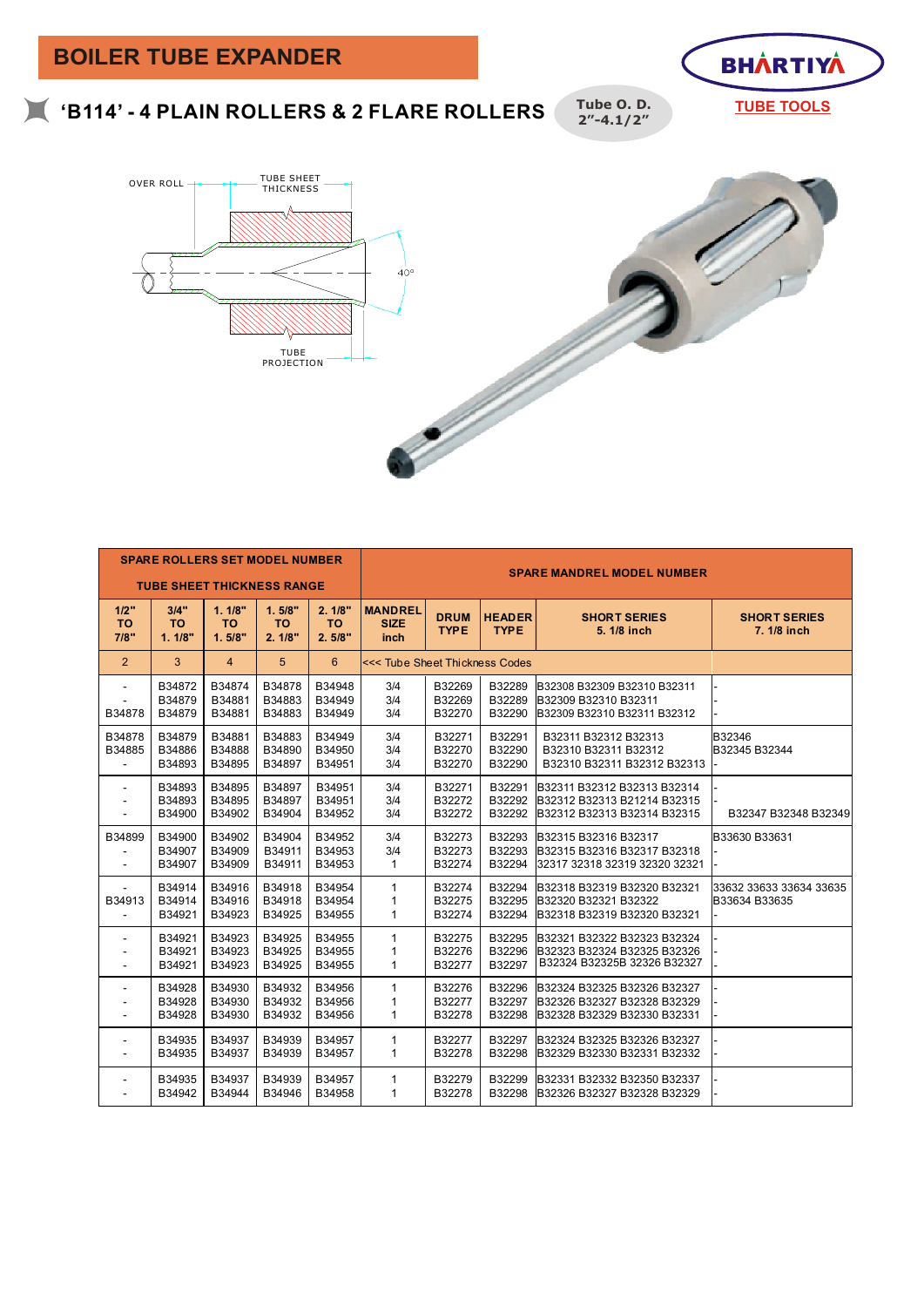# BOILER TUBE EXPANDER

BHARTIYA

TUBE TOOLS

## 'B114' - 4 PLAIN ROLLERS & 2 FLARE ROLLERS

Tube O. D. 2"-4.1/2"

OVER ROLL

TUBE SHEET THICKNESS

40°

TUBE PROJECTION

| SPARE ROLLERS SET MODEL NUMBER TUBE SHEET THICKNESS RANGE | | | | | SPARE MANDREL MODEL NUMBER | | | | |
|---|---|---|---|---|---|---|---|---|---|
| 1/2" TO 7/8" | 3/4" TO 1. 1/8" | 1. 1/8" TO 1. 5/8" | 1. 5/8" TO 2. 1/8" | 2. 1/8" TO 2. 5/8" | MANDREL SIZE inch | DRUM TYPE | HEADER TYPE | SHORT SERIES 5. 1/8 inch | SHORT SERIES 7. 1/8 inch |
| 2 | 3 | 4 | 5 | 6 | <<< Tube Sheet Thickness Codes | | | | |
| -<br>-<br>B34878 | B34872<br>B34879<br>B34879 | B34874<br>B34881<br>B34881 | B34878<br>B34883<br>B34883 | B34948<br>B34949<br>B34949 | 3/4<br>3/4<br>3/4 | B32269<br>B32269<br>B32270 | B32289<br>B32289<br>B32290 | B32308 B32309 B32310 B32311<br>B32309 B32310 B32311<br>B32309 B32310 B32311 B32312 | -<br>-<br>- |
| B34878<br>B34885<br>- | B34879<br>B34886<br>B34893 | B34881<br>B34888<br>B34895 | B34883<br>B34890<br>B34897 | B34949<br>B34950<br>B34951 | 3/4<br>3/4<br>3/4 | B32271<br>B32270<br>B32270 | B32291<br>B32290<br>B32290 | B32311 B32312 B32313<br>B32310 B32311 B32312<br>B32310 B32311 B32312 B32313 | B32346<br>B32345 B32344<br>- |
| -<br>-<br>- | B34893<br>B34893<br>B34900 | B34895<br>B34895<br>B34902 | B34897<br>B34897<br>B34904 | B34951<br>B34951<br>B34952 | 3/4<br>3/4<br>3/4 | B32271<br>B32272<br>B32272 | B32291<br>B32292<br>B32292 | B32311 B32312 B32313 B32314<br>B32312 B32313 B21214 B32315<br>B32312 B32313 B32314 B32315 | -<br>-<br>B32347 B32348 B32349 |
| B34899<br>-<br>- | B34900<br>B34907<br>B34907 | B34902<br>B34909<br>B34909 | B34904<br>B34911<br>B34911 | B34952<br>B34953<br>B34953 | 3/4<br>3/4<br>1 | B32273<br>B32273<br>B32274 | B32293<br>B32293<br>B32294 | B32315 B32316 B32317<br>B32315 B32316 B32317 B32318<br>32317 32318 32319 32320 32321 | B33630 B33631 |
| -<br>B34913<br>- | B34914<br>B34914<br>B34921 | B34916<br>B34916<br>B34923 | B34918<br>B34918<br>B34925 | B34954<br>B34954<br>B34955 | 1<br>1<br>1 | B32274<br>B32275<br>B32274 | B32294<br>B32295<br>B32294 | B32318 B32319 B32320 B32321<br>B32320 B32321 B32322<br>B32318 B32319 B32320 B32321 | 33632 33633 33634 33635<br>B33634 B33635 |
| -<br>-<br>- | B34921<br>B34921<br>B34921 | B34923<br>B34923<br>B34923 | B34925<br>B34925<br>B34925 | B34955<br>B34955<br>B34955 | 1<br>1<br>1 | B32275<br>B32276<br>B32277 | B32295<br>B32296<br>B32297 | B32321 B32322 B32323 B32324<br>B32323 B32324 B32325 B32326<br>B32324 B32325B 32326 B32327 | -<br>-<br>- |
| -<br>-<br>- | B34928<br>B34928<br>B34928 | B34930<br>B34930<br>B34930 | B34932<br>B34932<br>B34932 | B34956<br>B34956<br>B34956 | 1<br>1<br>1 | B32276<br>B32277<br>B32278 | B32296<br>B32297<br>B32298 | B32324 B32325 B32326 B32327<br>B32326 B32327 B32328 B32329<br>B32328 B32329 B32330 B32331 | -<br>-<br>- |
| -<br>- | B34935<br>B34935 | B34937<br>B34937 | B34939<br>B34939 | B34957<br>B34957 | 1<br>1 | B32277<br>B32278 | B32297<br>B32298 | B32324 B32325 B32326 B32327<br>B32329 B32330 B32331 B32332 | -<br>- |
| -<br>- | B34935<br>B34942 | B34937<br>B34944 | B34939<br>B34946 | B34957<br>B34958 | 1<br>1 | B32279<br>B32278 | B32299<br>B32298 | B32331 B32332 B32350 B32337<br>B32326 B32327 B32328 B32329 | -<br>- |